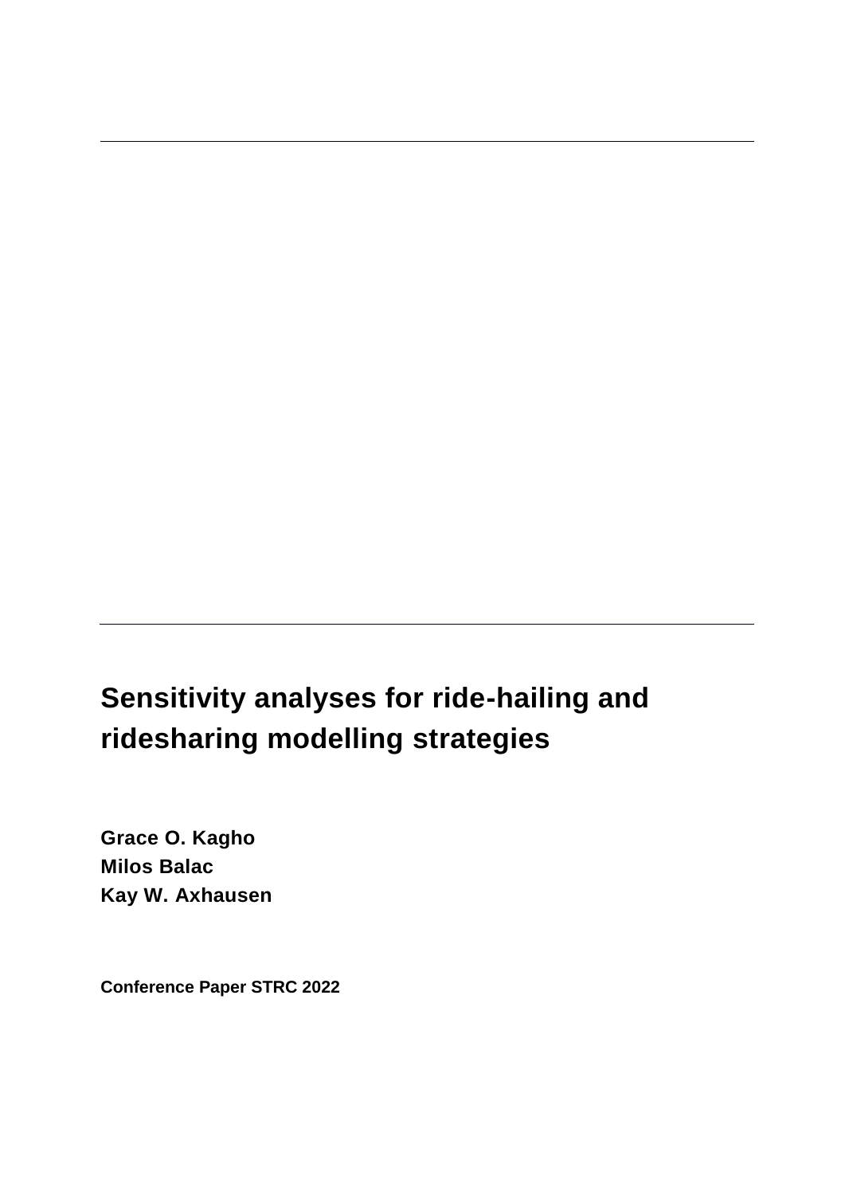# Sensitivity analyses for ride-hailing and ridesharing modelling strategies

**Grace O. Kagho**
**Milos Balac**
**Kay W. Axhausen**

**Conference Paper STRC 2022**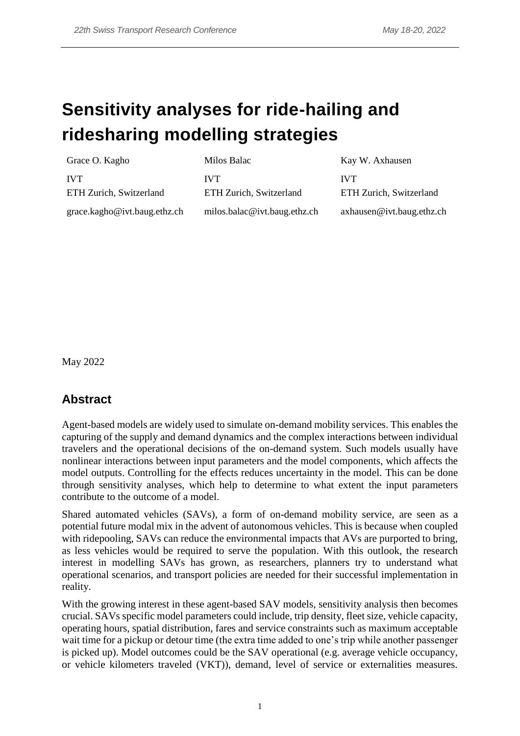# Sensitivity analyses for ride-hailing and ridesharing modelling strategies

| Grace O. Kagho | Milos Balac | Kay W. Axhausen |
|---|---|---|
| IVT | IVT | IVT |
| ETH Zurich, Switzerland | ETH Zurich, Switzerland | ETH Zurich, Switzerland |
| grace.kagho@ivt.baug.ethz.ch | milos.balac@ivt.baug.ethz.ch | axhausen@ivt.baug.ethz.ch |

May 2022

## Abstract

Agent-based models are widely used to simulate on-demand mobility services. This enables the capturing of the supply and demand dynamics and the complex interactions between individual travelers and the operational decisions of the on-demand system. Such models usually have nonlinear interactions between input parameters and the model components, which affects the model outputs. Controlling for the effects reduces uncertainty in the model. This can be done through sensitivity analyses, which help to determine to what extent the input parameters contribute to the outcome of a model.

Shared automated vehicles (SAVs), a form of on-demand mobility service, are seen as a potential future modal mix in the advent of autonomous vehicles. This is because when coupled with ridepooling, SAVs can reduce the environmental impacts that AVs are purported to bring, as less vehicles would be required to serve the population. With this outlook, the research interest in modelling SAVs has grown, as researchers, planners try to understand what operational scenarios, and transport policies are needed for their successful implementation in reality.

With the growing interest in these agent-based SAV models, sensitivity analysis then becomes crucial. SAVs specific model parameters could include, trip density, fleet size, vehicle capacity, operating hours, spatial distribution, fares and service constraints such as maximum acceptable wait time for a pickup or detour time (the extra time added to one's trip while another passenger is picked up). Model outcomes could be the SAV operational (e.g. average vehicle occupancy, or vehicle kilometers traveled (VKT)), demand, level of service or externalities measures.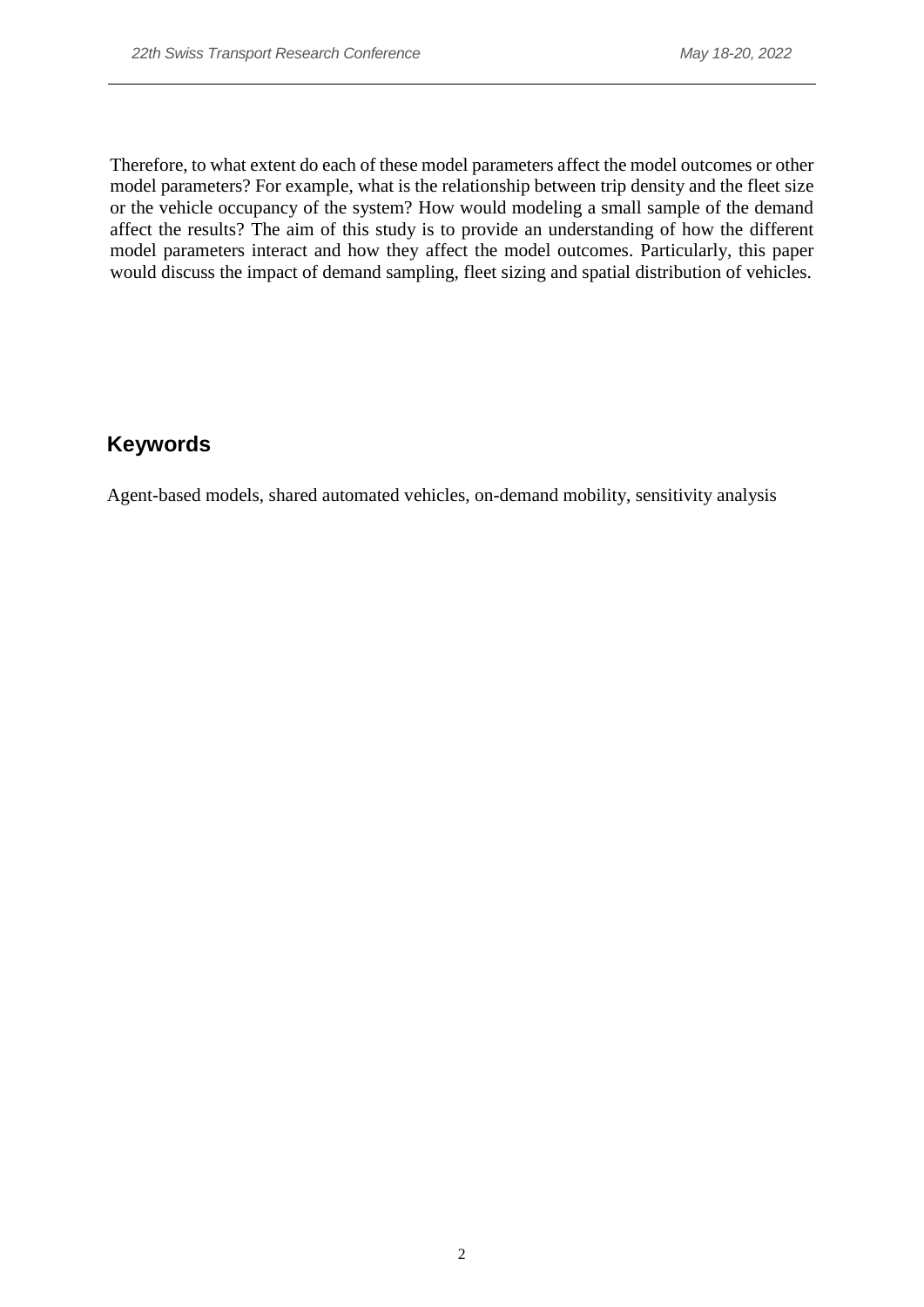Therefore, to what extent do each of these model parameters affect the model outcomes or other model parameters? For example, what is the relationship between trip density and the fleet size or the vehicle occupancy of the system? How would modeling a small sample of the demand affect the results? The aim of this study is to provide an understanding of how the different model parameters interact and how they affect the model outcomes. Particularly, this paper would discuss the impact of demand sampling, fleet sizing and spatial distribution of vehicles.

## Keywords

Agent-based models, shared automated vehicles, on-demand mobility, sensitivity analysis